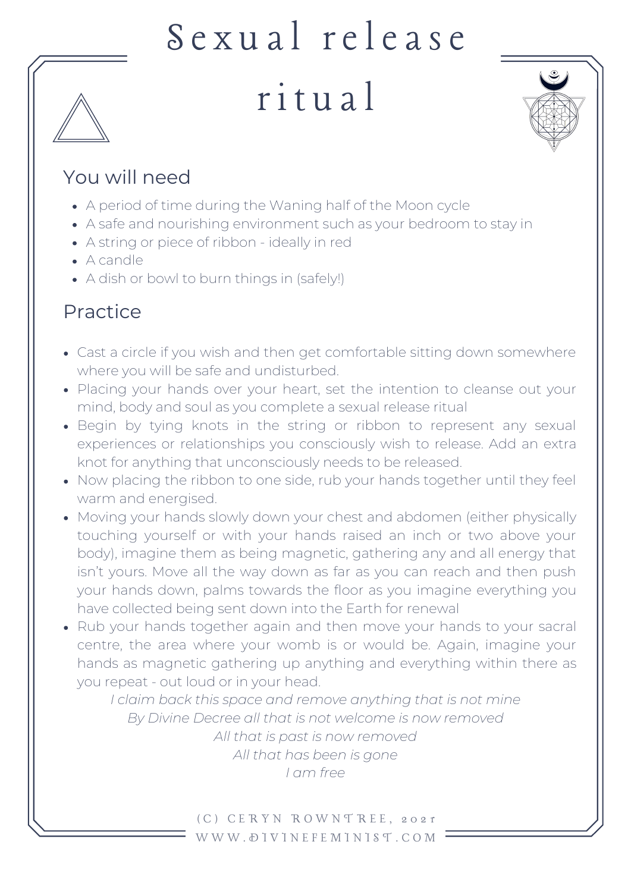# Sexual release ritual

## You will need

- A period of time during the Waning half of the Moon cycle
- A safe and nourishing environment such as your bedroom to stay in
- A string or piece of ribbon - ideally in red
- A candle
- A dish or bowl to burn things in (safely!)

## Practice

- Cast a circle if you wish and then get comfortable sitting down somewhere where you will be safe and undisturbed.
- Placing your hands over your heart, set the intention to cleanse out your mind, body and soul as you complete a sexual release ritual
- Begin by tying knots in the string or ribbon to represent any sexual experiences or relationships you consciously wish to release. Add an extra knot for anything that unconsciously needs to be released.
- Now placing the ribbon to one side, rub your hands together until they feel warm and energised.
- Moving your hands slowly down your chest and abdomen (either physically touching yourself or with your hands raised an inch or two above your body), imagine them as being magnetic, gathering any and all energy that isn't yours. Move all the way down as far as you can reach and then push your hands down, palms towards the floor as you imagine everything you have collected being sent down into the Earth for renewal
- Rub your hands together again and then move your hands to your sacral centre, the area where your womb is or would be. Again, imagine your hands as magnetic gathering up anything and everything within there as you repeat - out loud or in your head.

*I claim back this space and remove anything that is not mine*
*By Divine Decree all that is not welcome is now removed*
*All that is past is now removed*
*All that has been is gone*
*I am free*

(C) CERYN ROWNTREE, 2021
WWW.DIVINEFEMINIST.COM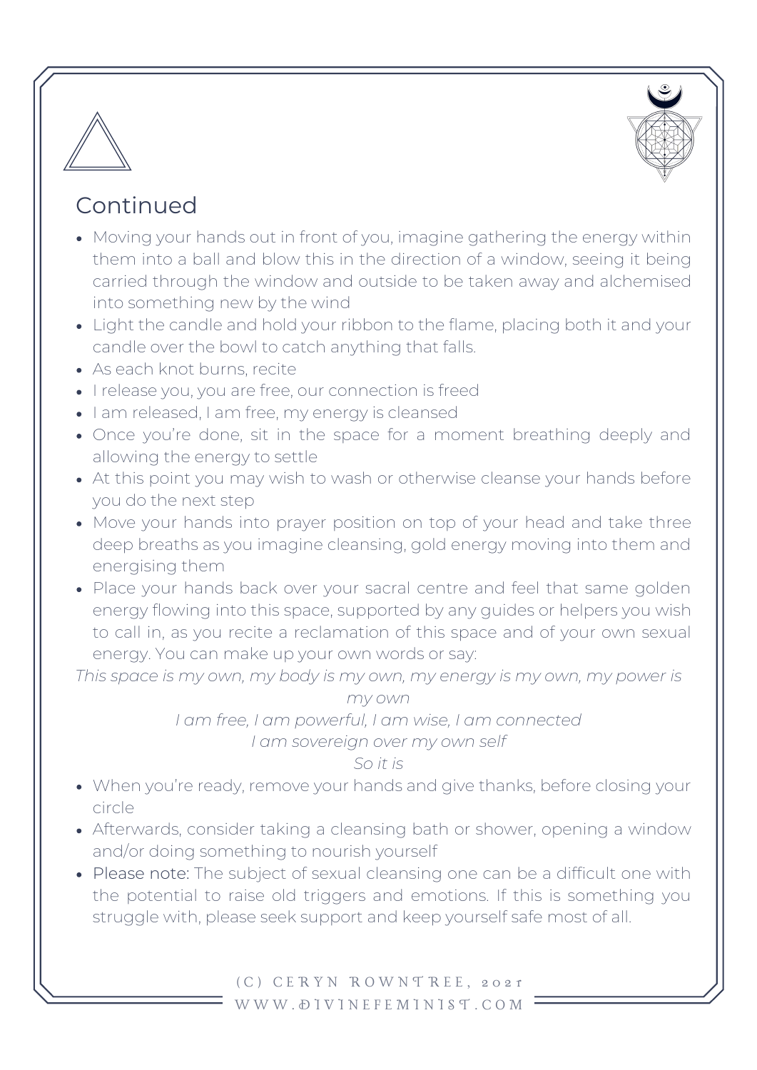## Continued

- Moving your hands out in front of you, imagine gathering the energy within them into a ball and blow this in the direction of a window, seeing it being carried through the window and outside to be taken away and alchemised into something new by the wind
- Light the candle and hold your ribbon to the flame, placing both it and your candle over the bowl to catch anything that falls.
- As each knot burns, recite
- I release you, you are free, our connection is freed
- I am released, I am free, my energy is cleansed
- Once you're done, sit in the space for a moment breathing deeply and allowing the energy to settle
- At this point you may wish to wash or otherwise cleanse your hands before you do the next step
- Move your hands into prayer position on top of your head and take three deep breaths as you imagine cleansing, gold energy moving into them and energising them
- Place your hands back over your sacral centre and feel that same golden energy flowing into this space, supported by any guides or helpers you wish to call in, as you recite a reclamation of this space and of your own sexual energy. You can make up your own words or say:

*This space is my own, my body is my own, my energy is my own, my power is my own*
*I am free, I am powerful, I am wise, I am connected*
*I am sovereign over my own self*
*So it is*

- When you're ready, remove your hands and give thanks, before closing your circle
- Afterwards, consider taking a cleansing bath or shower, opening a window and/or doing something to nourish yourself
- Please note: The subject of sexual cleansing one can be a difficult one with the potential to raise old triggers and emotions. If this is something you struggle with, please seek support and keep yourself safe most of all.

(C) CERYN ROWNTREE, 2021
WWW.DIVINEFEMINIST.COM